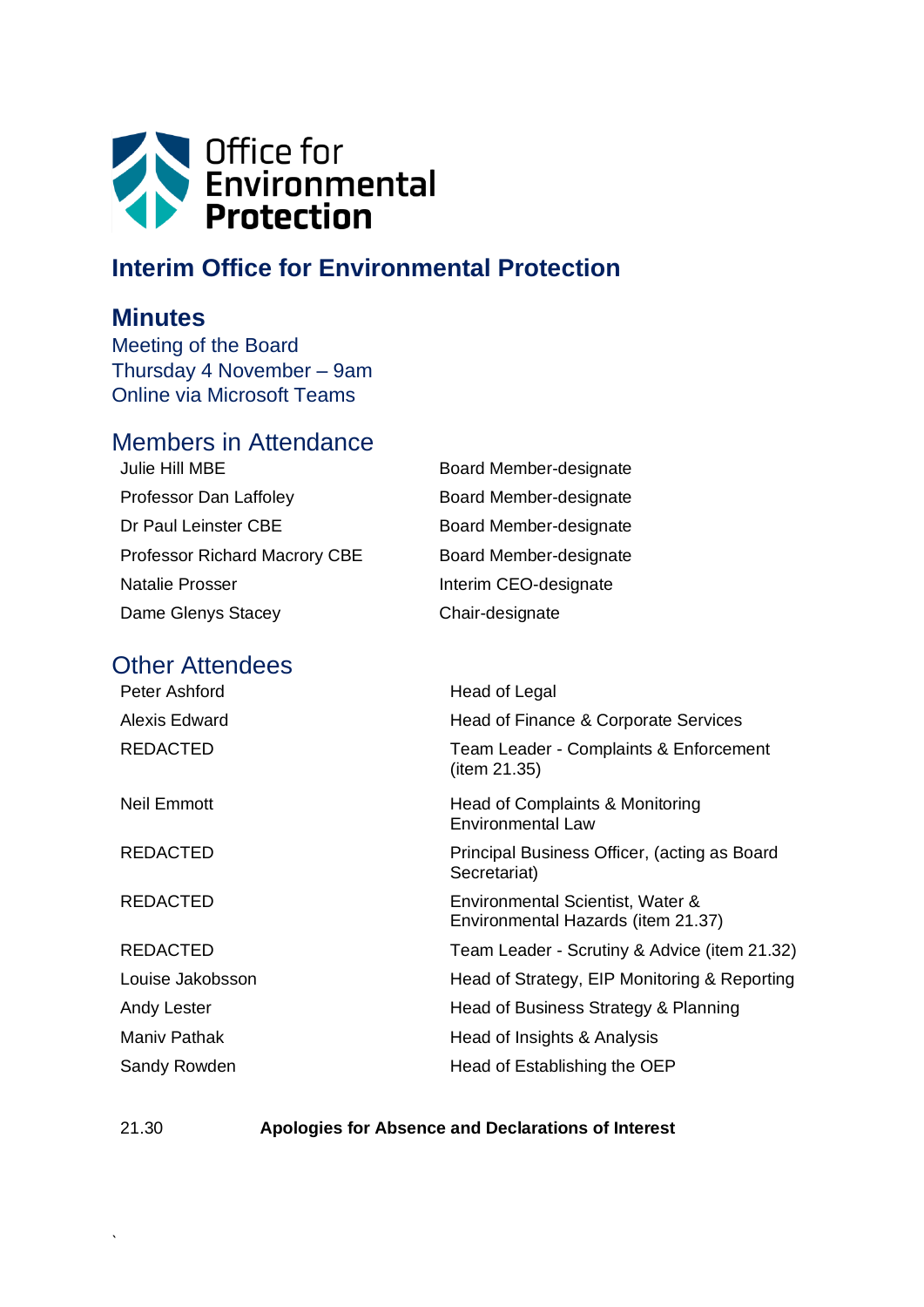Office for Environmental Protection

# Interim Office for Environmental Protection

## Minutes

Meeting of the Board
Thursday 4 November – 9am
Online via Microsoft Teams

## Members in Attendance

| | |
|---|---|
| Julie Hill MBE | Board Member-designate |
| Professor Dan Laffoley | Board Member-designate |
| Dr Paul Leinster CBE | Board Member-designate |
| Professor Richard Macrory CBE | Board Member-designate |
| Natalie Prosser | Interim CEO-designate |
| Dame Glenys Stacey | Chair-designate |

## Other Attendees

| | |
|---|---|
| Peter Ashford | Head of Legal |
| Alexis Edward | Head of Finance & Corporate Services |
| REDACTED | Team Leader - Complaints & Enforcement (item 21.35) |
| Neil Emmott | Head of Complaints & Monitoring Environmental Law |
| REDACTED | Principal Business Officer, (acting as Board Secretariat) |
| REDACTED | Environmental Scientist, Water & Environmental Hazards (item 21.37) |
| REDACTED | Team Leader - Scrutiny & Advice (item 21.32) |
| Louise Jakobsson | Head of Strategy, EIP Monitoring & Reporting |
| Andy Lester | Head of Business Strategy & Planning |
| Maniv Pathak | Head of Insights & Analysis |
| Sandy Rowden | Head of Establishing the OEP |

21.30 **Apologies for Absence and Declarations of Interest**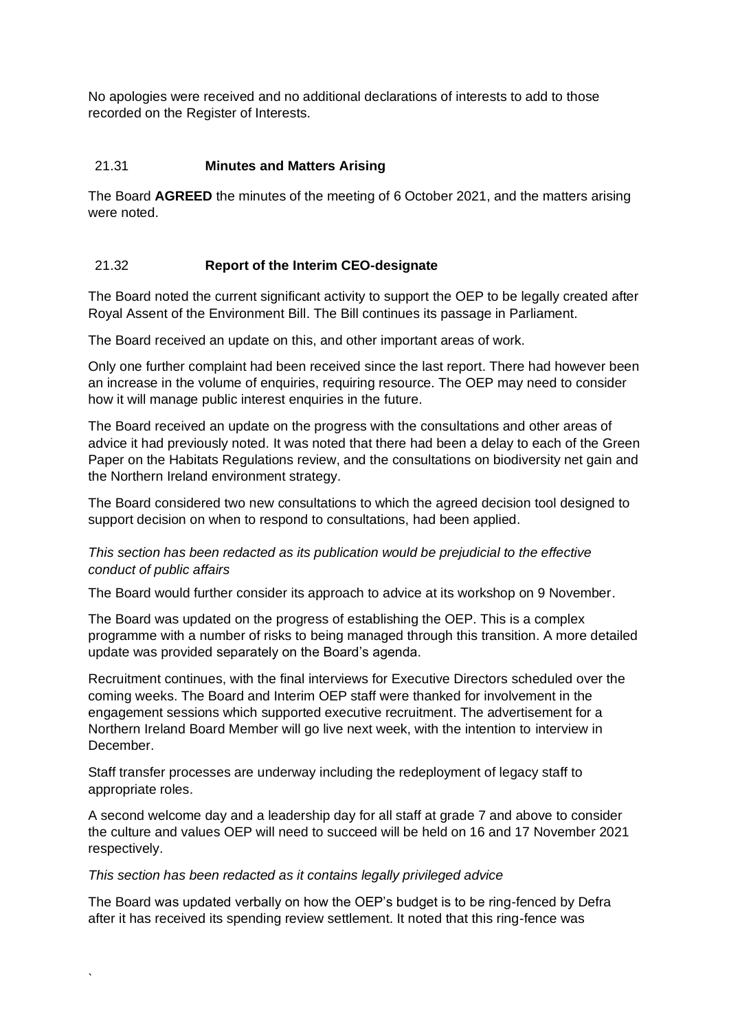No apologies were received and no additional declarations of interests to add to those recorded on the Register of Interests.

## 21.31 Minutes and Matters Arising

The Board **AGREED** the minutes of the meeting of 6 October 2021, and the matters arising were noted.

## 21.32 Report of the Interim CEO-designate

The Board noted the current significant activity to support the OEP to be legally created after Royal Assent of the Environment Bill. The Bill continues its passage in Parliament.

The Board received an update on this, and other important areas of work.

Only one further complaint had been received since the last report. There had however been an increase in the volume of enquiries, requiring resource. The OEP may need to consider how it will manage public interest enquiries in the future.

The Board received an update on the progress with the consultations and other areas of advice it had previously noted. It was noted that there had been a delay to each of the Green Paper on the Habitats Regulations review, and the consultations on biodiversity net gain and the Northern Ireland environment strategy.

The Board considered two new consultations to which the agreed decision tool designed to support decision on when to respond to consultations, had been applied.

*This section has been redacted as its publication would be prejudicial to the effective conduct of public affairs*

The Board would further consider its approach to advice at its workshop on 9 November.

The Board was updated on the progress of establishing the OEP. This is a complex programme with a number of risks to being managed through this transition. A more detailed update was provided separately on the Board's agenda.

Recruitment continues, with the final interviews for Executive Directors scheduled over the coming weeks. The Board and Interim OEP staff were thanked for involvement in the engagement sessions which supported executive recruitment. The advertisement for a Northern Ireland Board Member will go live next week, with the intention to interview in December.

Staff transfer processes are underway including the redeployment of legacy staff to appropriate roles.

A second welcome day and a leadership day for all staff at grade 7 and above to consider the culture and values OEP will need to succeed will be held on 16 and 17 November 2021 respectively.

*This section has been redacted as it contains legally privileged advice*

The Board was updated verbally on how the OEP's budget is to be ring-fenced by Defra after it has received its spending review settlement. It noted that this ring-fence was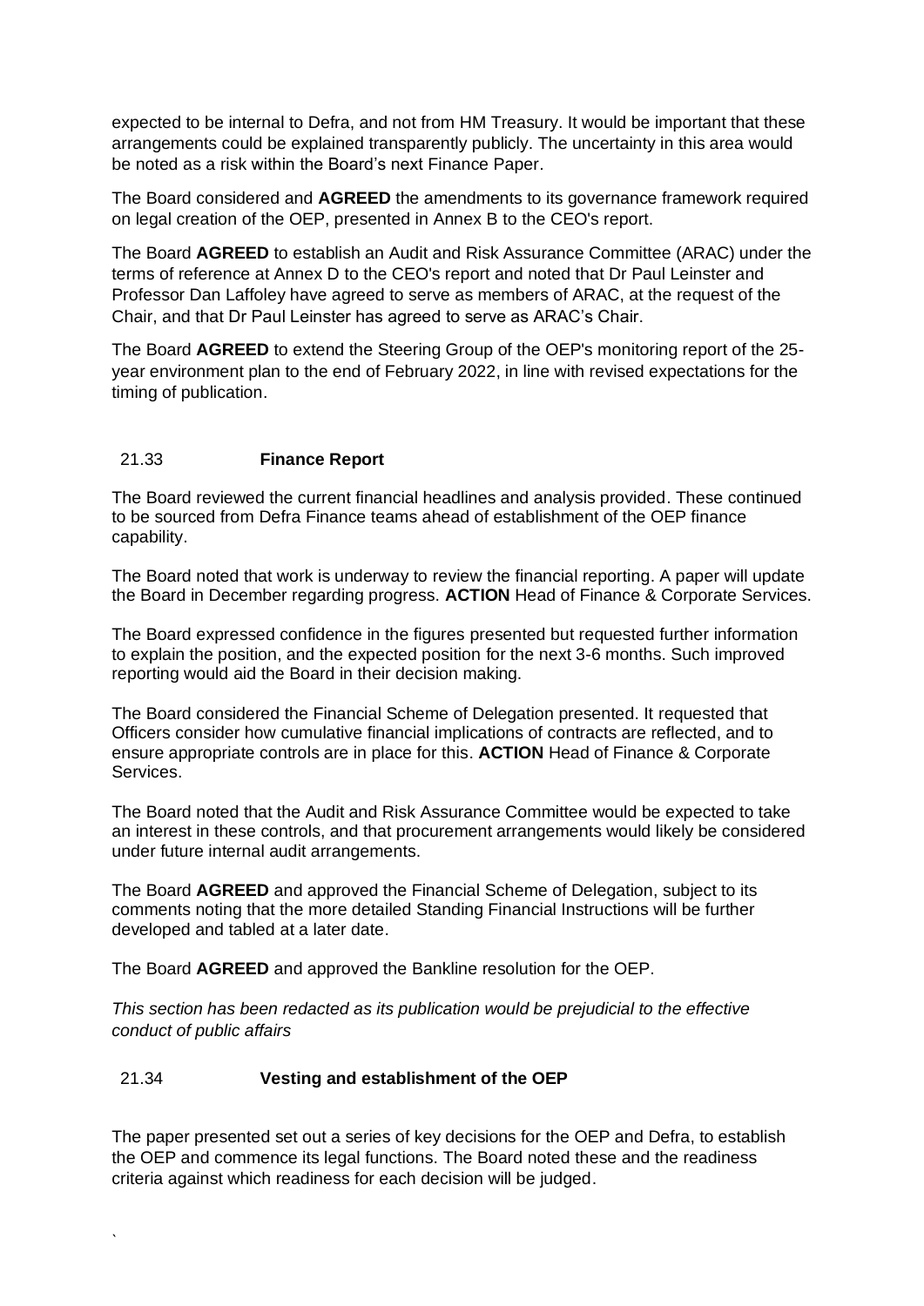expected to be internal to Defra, and not from HM Treasury. It would be important that these arrangements could be explained transparently publicly. The uncertainty in this area would be noted as a risk within the Board's next Finance Paper.

The Board considered and **AGREED** the amendments to its governance framework required on legal creation of the OEP, presented in Annex B to the CEO's report.

The Board **AGREED** to establish an Audit and Risk Assurance Committee (ARAC) under the terms of reference at Annex D to the CEO's report and noted that Dr Paul Leinster and Professor Dan Laffoley have agreed to serve as members of ARAC, at the request of the Chair, and that Dr Paul Leinster has agreed to serve as ARAC's Chair.

The Board **AGREED** to extend the Steering Group of the OEP's monitoring report of the 25-year environment plan to the end of February 2022, in line with revised expectations for the timing of publication.

### 21.33 **Finance Report**

The Board reviewed the current financial headlines and analysis provided. These continued to be sourced from Defra Finance teams ahead of establishment of the OEP finance capability.

The Board noted that work is underway to review the financial reporting. A paper will update the Board in December regarding progress. **ACTION** Head of Finance & Corporate Services.

The Board expressed confidence in the figures presented but requested further information to explain the position, and the expected position for the next 3-6 months. Such improved reporting would aid the Board in their decision making.

The Board considered the Financial Scheme of Delegation presented. It requested that Officers consider how cumulative financial implications of contracts are reflected, and to ensure appropriate controls are in place for this. **ACTION** Head of Finance & Corporate Services.

The Board noted that the Audit and Risk Assurance Committee would be expected to take an interest in these controls, and that procurement arrangements would likely be considered under future internal audit arrangements.

The Board **AGREED** and approved the Financial Scheme of Delegation, subject to its comments noting that the more detailed Standing Financial Instructions will be further developed and tabled at a later date.

The Board **AGREED** and approved the Bankline resolution for the OEP.

*This section has been redacted as its publication would be prejudicial to the effective conduct of public affairs*

### 21.34 **Vesting and establishment of the OEP**

The paper presented set out a series of key decisions for the OEP and Defra, to establish the OEP and commence its legal functions. The Board noted these and the readiness criteria against which readiness for each decision will be judged.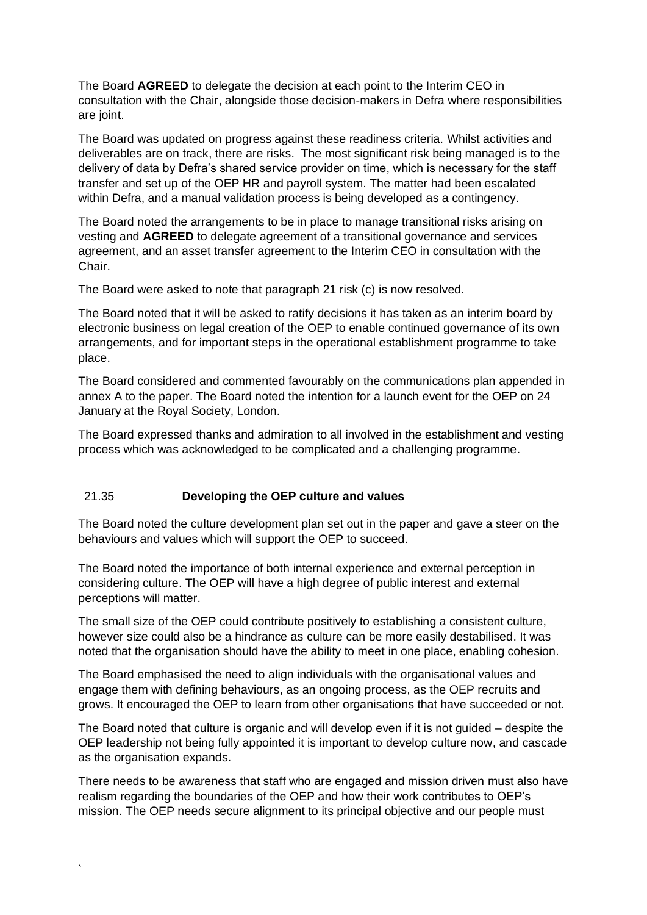The Board **AGREED** to delegate the decision at each point to the Interim CEO in consultation with the Chair, alongside those decision-makers in Defra where responsibilities are joint.

The Board was updated on progress against these readiness criteria. Whilst activities and deliverables are on track, there are risks. The most significant risk being managed is to the delivery of data by Defra's shared service provider on time, which is necessary for the staff transfer and set up of the OEP HR and payroll system. The matter had been escalated within Defra, and a manual validation process is being developed as a contingency.

The Board noted the arrangements to be in place to manage transitional risks arising on vesting and **AGREED** to delegate agreement of a transitional governance and services agreement, and an asset transfer agreement to the Interim CEO in consultation with the Chair.

The Board were asked to note that paragraph 21 risk (c) is now resolved.

The Board noted that it will be asked to ratify decisions it has taken as an interim board by electronic business on legal creation of the OEP to enable continued governance of its own arrangements, and for important steps in the operational establishment programme to take place.

The Board considered and commented favourably on the communications plan appended in annex A to the paper. The Board noted the intention for a launch event for the OEP on 24 January at the Royal Society, London.

The Board expressed thanks and admiration to all involved in the establishment and vesting process which was acknowledged to be complicated and a challenging programme.

## 21.35 Developing the OEP culture and values

The Board noted the culture development plan set out in the paper and gave a steer on the behaviours and values which will support the OEP to succeed.

The Board noted the importance of both internal experience and external perception in considering culture. The OEP will have a high degree of public interest and external perceptions will matter.

The small size of the OEP could contribute positively to establishing a consistent culture, however size could also be a hindrance as culture can be more easily destabilised. It was noted that the organisation should have the ability to meet in one place, enabling cohesion.

The Board emphasised the need to align individuals with the organisational values and engage them with defining behaviours, as an ongoing process, as the OEP recruits and grows. It encouraged the OEP to learn from other organisations that have succeeded or not.

The Board noted that culture is organic and will develop even if it is not guided – despite the OEP leadership not being fully appointed it is important to develop culture now, and cascade as the organisation expands.

There needs to be awareness that staff who are engaged and mission driven must also have realism regarding the boundaries of the OEP and how their work contributes to OEP's mission. The OEP needs secure alignment to its principal objective and our people must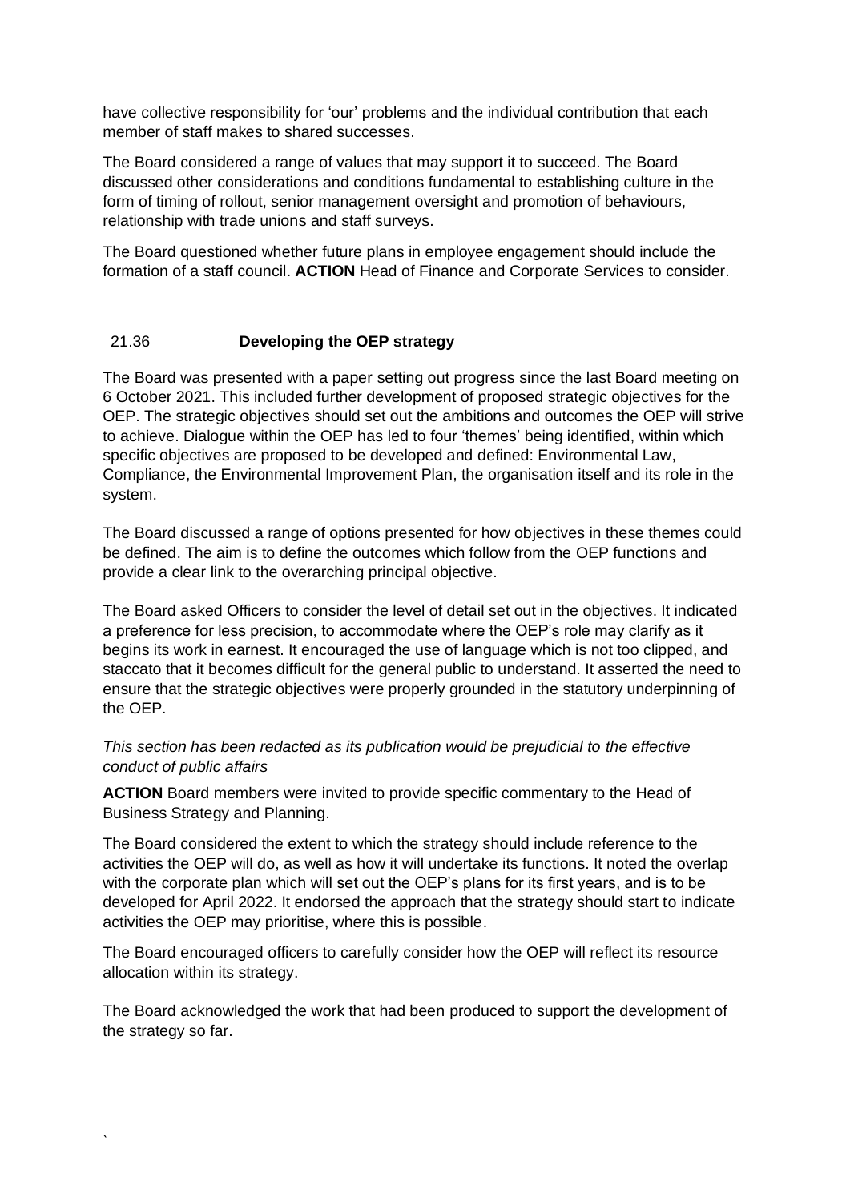have collective responsibility for 'our' problems and the individual contribution that each member of staff makes to shared successes.

The Board considered a range of values that may support it to succeed. The Board discussed other considerations and conditions fundamental to establishing culture in the form of timing of rollout, senior management oversight and promotion of behaviours, relationship with trade unions and staff surveys.

The Board questioned whether future plans in employee engagement should include the formation of a staff council. **ACTION** Head of Finance and Corporate Services to consider.

## 21.36 Developing the OEP strategy

The Board was presented with a paper setting out progress since the last Board meeting on 6 October 2021. This included further development of proposed strategic objectives for the OEP. The strategic objectives should set out the ambitions and outcomes the OEP will strive to achieve. Dialogue within the OEP has led to four 'themes' being identified, within which specific objectives are proposed to be developed and defined: Environmental Law, Compliance, the Environmental Improvement Plan, the organisation itself and its role in the system.

The Board discussed a range of options presented for how objectives in these themes could be defined. The aim is to define the outcomes which follow from the OEP functions and provide a clear link to the overarching principal objective.

The Board asked Officers to consider the level of detail set out in the objectives. It indicated a preference for less precision, to accommodate where the OEP's role may clarify as it begins its work in earnest. It encouraged the use of language which is not too clipped, and staccato that it becomes difficult for the general public to understand. It asserted the need to ensure that the strategic objectives were properly grounded in the statutory underpinning of the OEP.

*This section has been redacted as its publication would be prejudicial to the effective conduct of public affairs*

**ACTION** Board members were invited to provide specific commentary to the Head of Business Strategy and Planning.

The Board considered the extent to which the strategy should include reference to the activities the OEP will do, as well as how it will undertake its functions. It noted the overlap with the corporate plan which will set out the OEP's plans for its first years, and is to be developed for April 2022. It endorsed the approach that the strategy should start to indicate activities the OEP may prioritise, where this is possible.

The Board encouraged officers to carefully consider how the OEP will reflect its resource allocation within its strategy.

The Board acknowledged the work that had been produced to support the development of the strategy so far.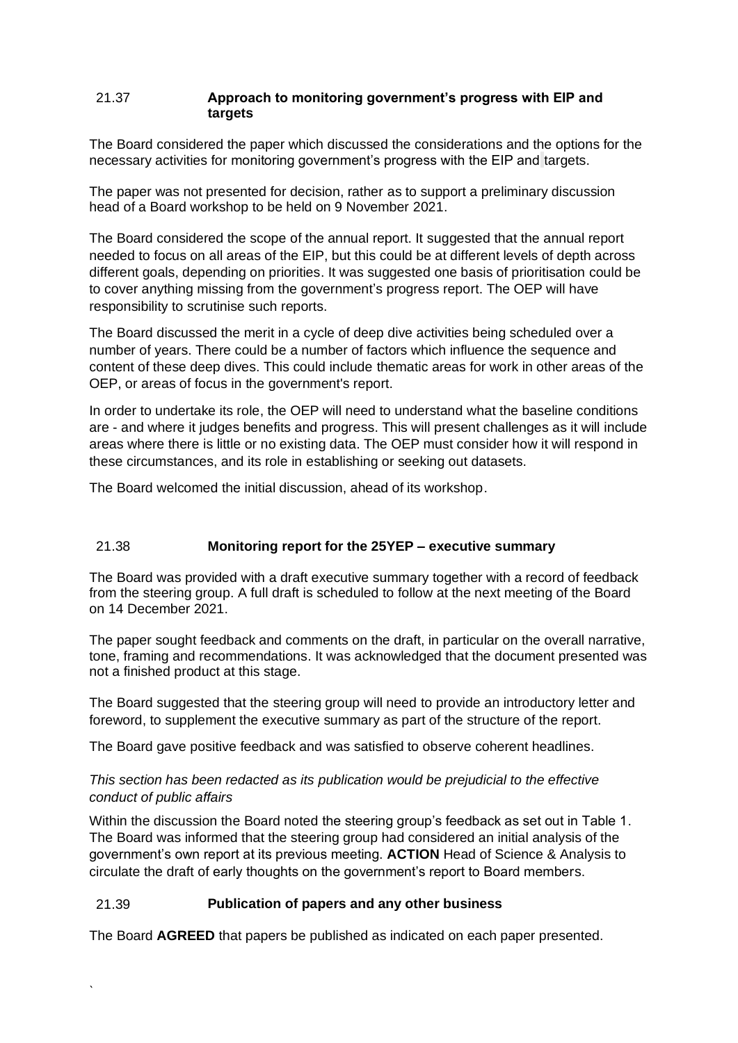## 21.37 Approach to monitoring government's progress with EIP and targets

The Board considered the paper which discussed the considerations and the options for the necessary activities for monitoring government's progress with the EIP and targets.

The paper was not presented for decision, rather as to support a preliminary discussion head of a Board workshop to be held on 9 November 2021.

The Board considered the scope of the annual report. It suggested that the annual report needed to focus on all areas of the EIP, but this could be at different levels of depth across different goals, depending on priorities. It was suggested one basis of prioritisation could be to cover anything missing from the government's progress report. The OEP will have responsibility to scrutinise such reports.

The Board discussed the merit in a cycle of deep dive activities being scheduled over a number of years. There could be a number of factors which influence the sequence and content of these deep dives. This could include thematic areas for work in other areas of the OEP, or areas of focus in the government's report.

In order to undertake its role, the OEP will need to understand what the baseline conditions are - and where it judges benefits and progress. This will present challenges as it will include areas where there is little or no existing data. The OEP must consider how it will respond in these circumstances, and its role in establishing or seeking out datasets.

The Board welcomed the initial discussion, ahead of its workshop.

## 21.38 Monitoring report for the 25YEP – executive summary

The Board was provided with a draft executive summary together with a record of feedback from the steering group. A full draft is scheduled to follow at the next meeting of the Board on 14 December 2021.

The paper sought feedback and comments on the draft, in particular on the overall narrative, tone, framing and recommendations. It was acknowledged that the document presented was not a finished product at this stage.

The Board suggested that the steering group will need to provide an introductory letter and foreword, to supplement the executive summary as part of the structure of the report.

The Board gave positive feedback and was satisfied to observe coherent headlines.

*This section has been redacted as its publication would be prejudicial to the effective conduct of public affairs*

Within the discussion the Board noted the steering group's feedback as set out in Table 1. The Board was informed that the steering group had considered an initial analysis of the government's own report at its previous meeting. **ACTION** Head of Science & Analysis to circulate the draft of early thoughts on the government's report to Board members.

## 21.39 Publication of papers and any other business

The Board **AGREED** that papers be published as indicated on each paper presented.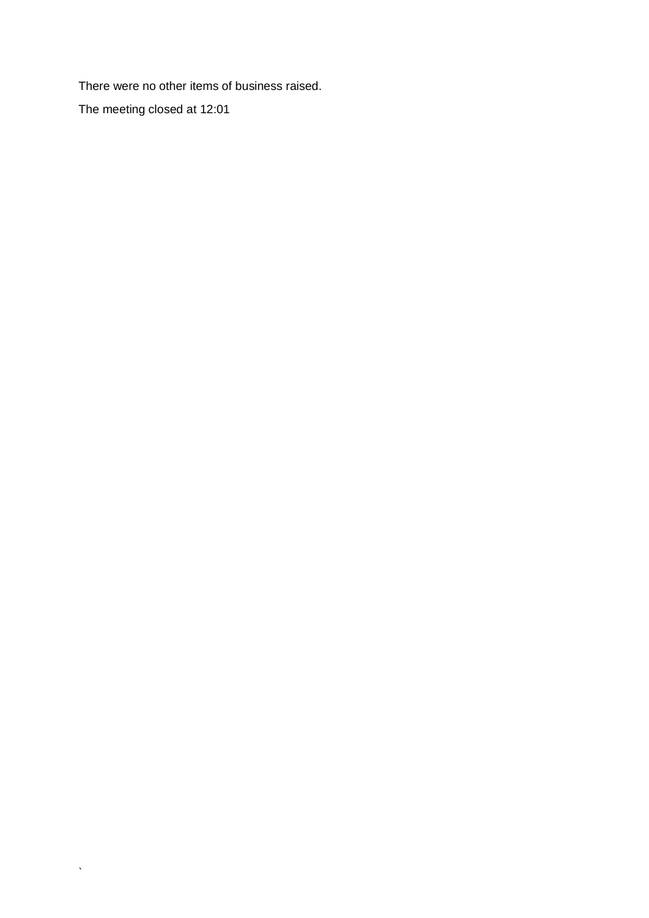There were no other items of business raised.

The meeting closed at 12:01